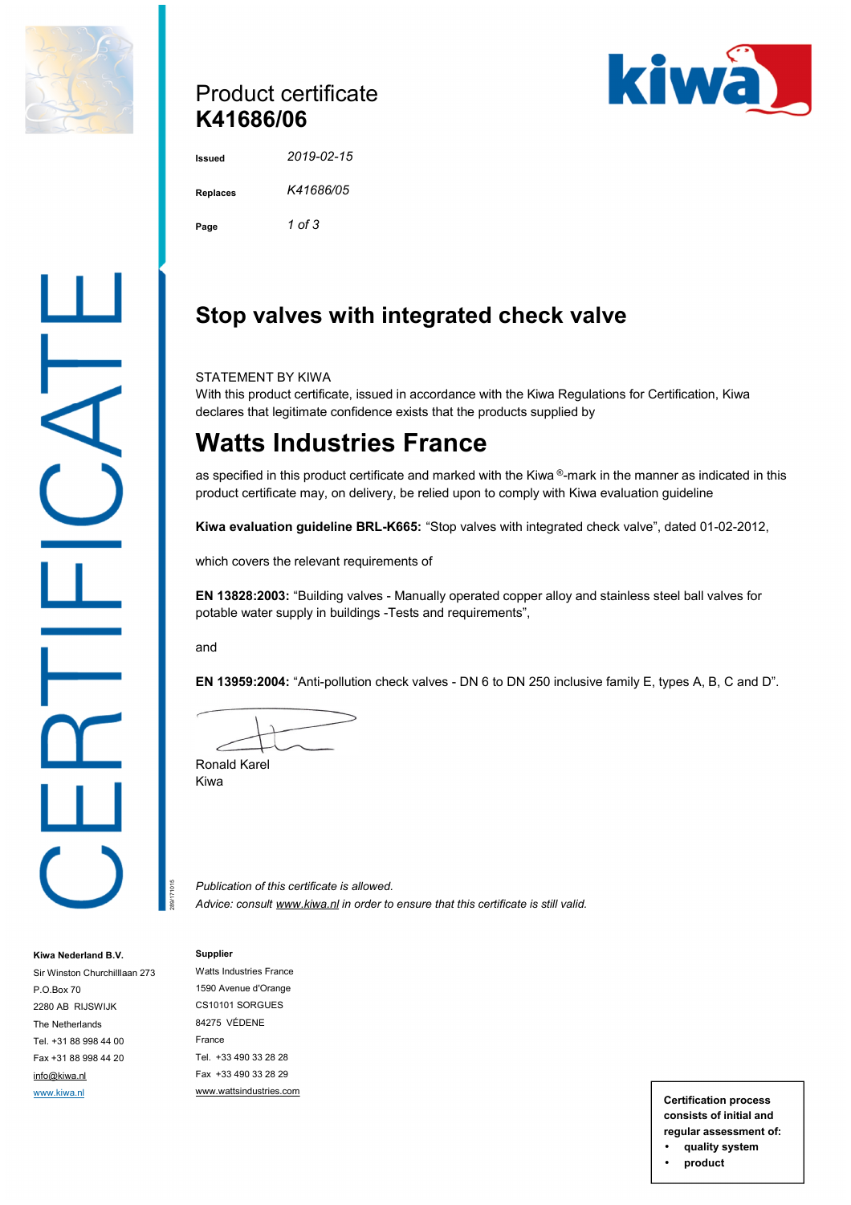# Product certificate
# K41686/06

**Issued** *2019-02-15*

**Replaces** *K41686/05*

## Stop valves with integrated check valve

STATEMENT BY KIWA
With this product certificate, issued in accordance with the Kiwa Regulations for Certification, Kiwa declares that legitimate confidence exists that the products supplied by

# Watts Industries France

as specified in this product certificate and marked with the Kiwa ®-mark in the manner as indicated in this product certificate may, on delivery, be relied upon to comply with Kiwa evaluation guideline

**Kiwa evaluation guideline BRL-K665:** "Stop valves with integrated check valve", dated 01-02-2012,

which covers the relevant requirements of

**EN 13828:2003:** "Building valves - Manually operated copper alloy and stainless steel ball valves for potable water supply in buildings -Tests and requirements",

and

**EN 13959:2004:** "Anti-pollution check valves - DN 6 to DN 250 inclusive family E, types A, B, C and D".

Ronald Karel
Kiwa

*Publication of this certificate is allowed.*
*Advice: consult www.kiwa.nl in order to ensure that this certificate is still valid.*

**Kiwa Nederland B.V.**
Sir Winston Churchilllaan 273
P.O.Box 70
2280 AB RIJSWIJK
The Netherlands
Tel. +31 88 998 44 00
Fax +31 88 998 44 20
info@kiwa.nl
www.kiwa.nl

**Supplier**
Watts Industries France
1590 Avenue d'Orange
CS10101 SORGUES
84275 VÉDENE
France
Tel. +33 490 33 28 28
Fax +33 490 33 28 29
www.wattsindustries.com

**Certification process consists of initial and regular assessment of:**
- **quality system**
- **product**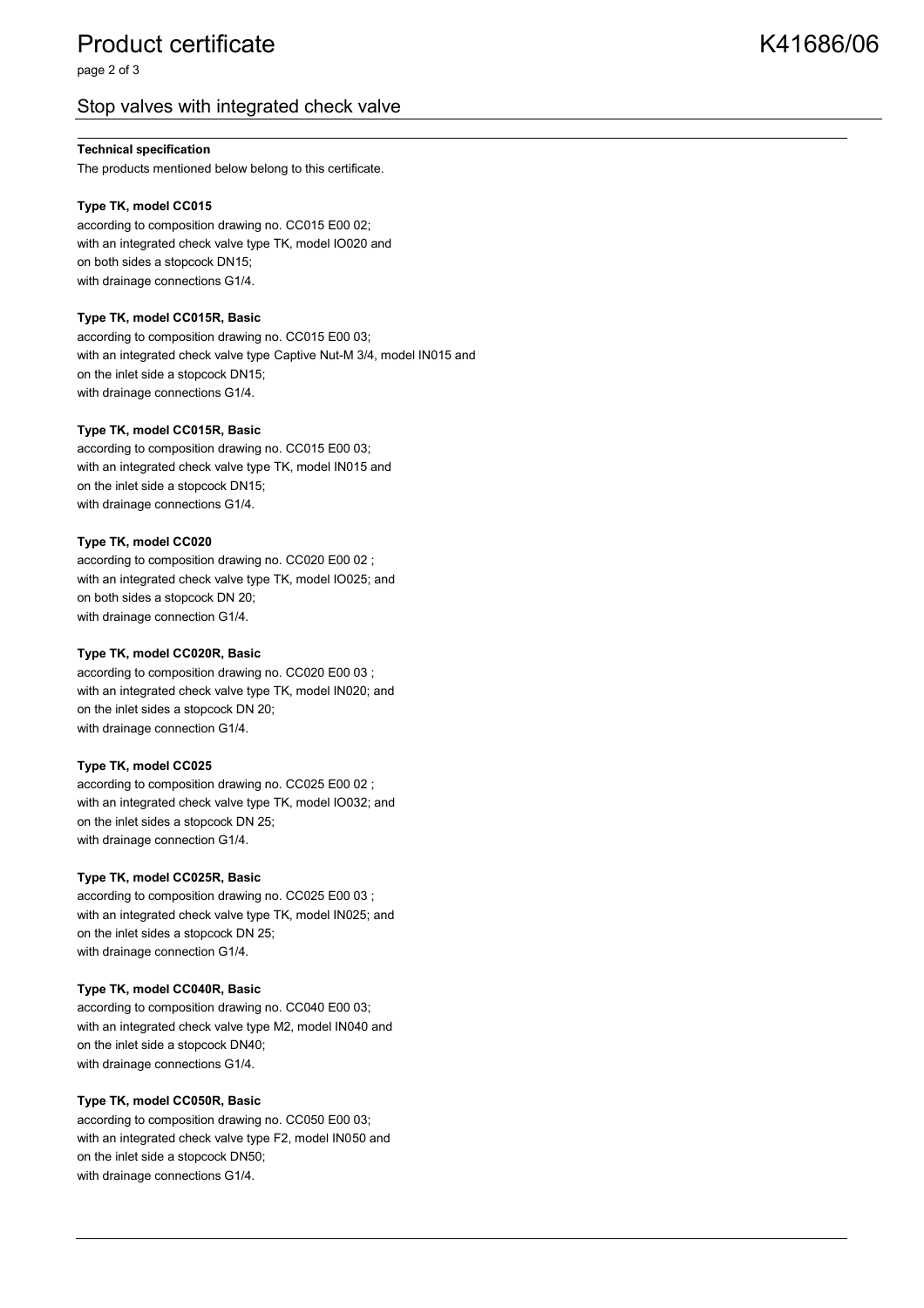## Stop valves with integrated check valve

**Technical specification**

The products mentioned below belong to this certificate.

**Type TK, model CC015**
according to composition drawing no. CC015 E00 02;
with an integrated check valve type TK, model IO020 and
on both sides a stopcock DN15;
with drainage connections G1/4.

**Type TK, model CC015R, Basic**
according to composition drawing no. CC015 E00 03;
with an integrated check valve type Captive Nut-M 3/4, model IN015 and
on the inlet side a stopcock DN15;
with drainage connections G1/4.

**Type TK, model CC015R, Basic**
according to composition drawing no. CC015 E00 03;
with an integrated check valve type TK, model IN015 and
on the inlet side a stopcock DN15;
with drainage connections G1/4.

**Type TK, model CC020**
according to composition drawing no. CC020 E00 02 ;
with an integrated check valve type TK, model IO025; and
on both sides a stopcock DN 20;
with drainage connection G1/4.

**Type TK, model CC020R, Basic**
according to composition drawing no. CC020 E00 03 ;
with an integrated check valve type TK, model IN020; and
on the inlet sides a stopcock DN 20;
with drainage connection G1/4.

**Type TK, model CC025**
according to composition drawing no. CC025 E00 02 ;
with an integrated check valve type TK, model IO032; and
on the inlet sides a stopcock DN 25;
with drainage connection G1/4.

**Type TK, model CC025R, Basic**
according to composition drawing no. CC025 E00 03 ;
with an integrated check valve type TK, model IN025; and
on the inlet sides a stopcock DN 25;
with drainage connection G1/4.

**Type TK, model CC040R, Basic**
according to composition drawing no. CC040 E00 03;
with an integrated check valve type M2, model IN040 and
on the inlet side a stopcock DN40;
with drainage connections G1/4.

**Type TK, model CC050R, Basic**
according to composition drawing no. CC050 E00 03;
with an integrated check valve type F2, model IN050 and
on the inlet side a stopcock DN50;
with drainage connections G1/4.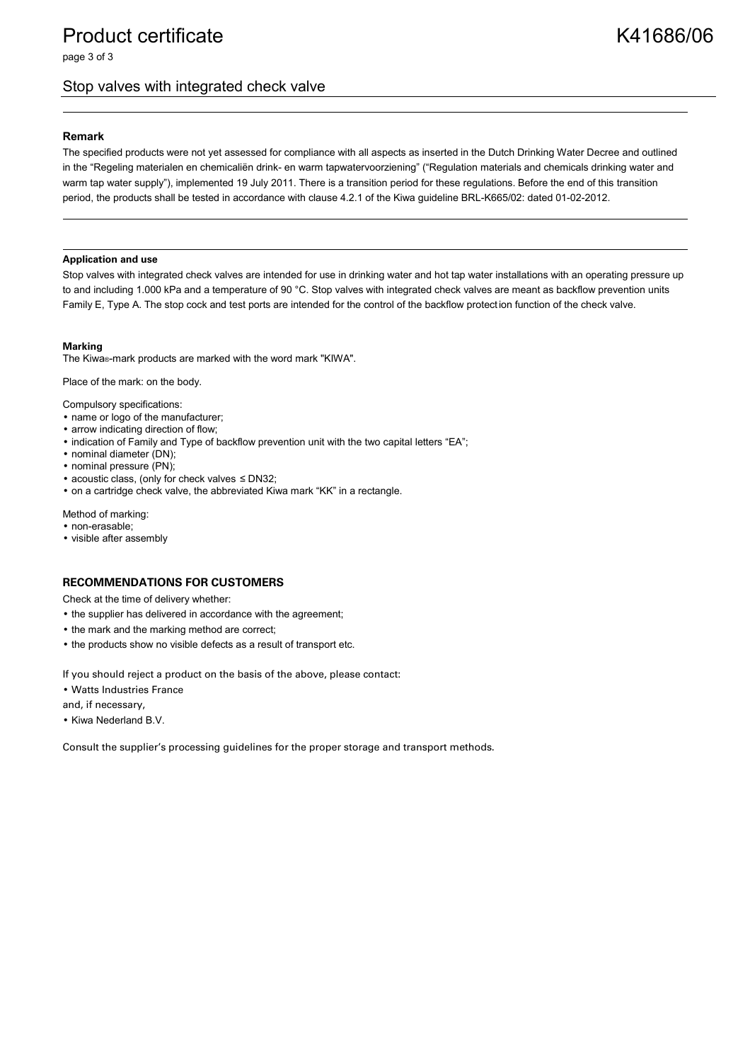## Stop valves with integrated check valve

### Remark

The specified products were not yet assessed for compliance with all aspects as inserted in the Dutch Drinking Water Decree and outlined in the "Regeling materialen en chemicaliën drink- en warm tapwatervoorziening" ("Regulation materials and chemicals drinking water and warm tap water supply"), implemented 19 July 2011. There is a transition period for these regulations. Before the end of this transition period, the products shall be tested in accordance with clause 4.2.1 of the Kiwa guideline BRL-K665/02: dated 01-02-2012.

### Application and use

Stop valves with integrated check valves are intended for use in drinking water and hot tap water installations with an operating pressure up to and including 1.000 kPa and a temperature of 90 °C. Stop valves with integrated check valves are meant as backflow prevention units Family E, Type A. The stop cock and test ports are intended for the control of the backflow protection function of the check valve.

### Marking

The Kiwa®-mark products are marked with the word mark "KIWA".

Place of the mark: on the body.

Compulsory specifications:
- name or logo of the manufacturer;
- arrow indicating direction of flow;
- indication of Family and Type of backflow prevention unit with the two capital letters "EA";
- nominal diameter (DN);
- nominal pressure (PN);
- acoustic class, (only for check valves ≤ DN32;
- on a cartridge check valve, the abbreviated Kiwa mark "KK" in a rectangle.

Method of marking:
- non-erasable;
- visible after assembly

### RECOMMENDATIONS FOR CUSTOMERS

Check at the time of delivery whether:
- the supplier has delivered in accordance with the agreement;
- the mark and the marking method are correct;
- the products show no visible defects as a result of transport etc.

If you should reject a product on the basis of the above, please contact:
- Watts Industries France

and, if necessary,
- Kiwa Nederland B.V.

Consult the supplier's processing guidelines for the proper storage and transport methods.